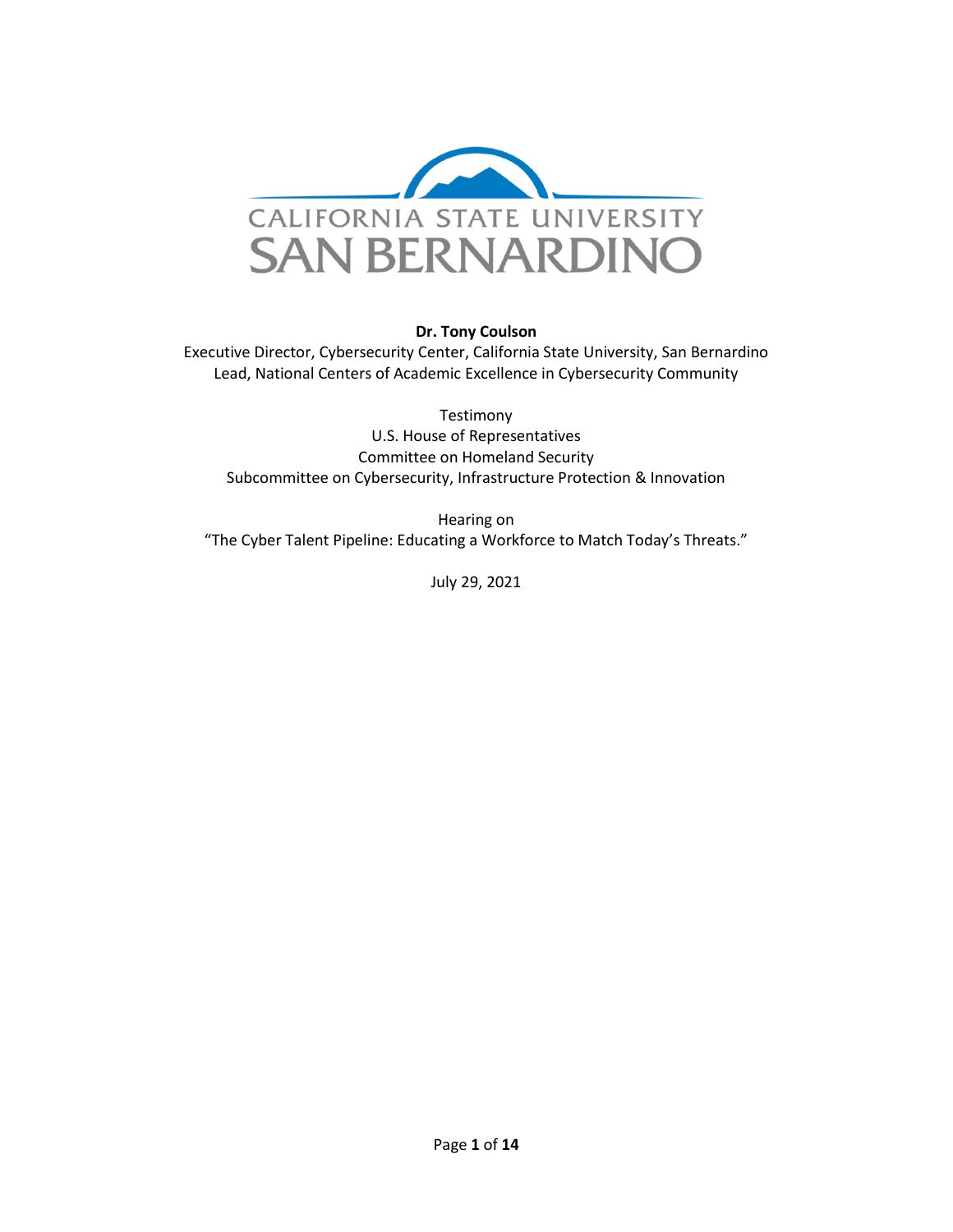CALIFORNIA STATE UNIVERSITY
SAN BERNARDINO

**Dr. Tony Coulson**

Executive Director, Cybersecurity Center, California State University, San Bernardino
Lead, National Centers of Academic Excellence in Cybersecurity Community

Testimony
U.S. House of Representatives
Committee on Homeland Security
Subcommittee on Cybersecurity, Infrastructure Protection & Innovation

Hearing on
"The Cyber Talent Pipeline: Educating a Workforce to Match Today's Threats."

July 29, 2021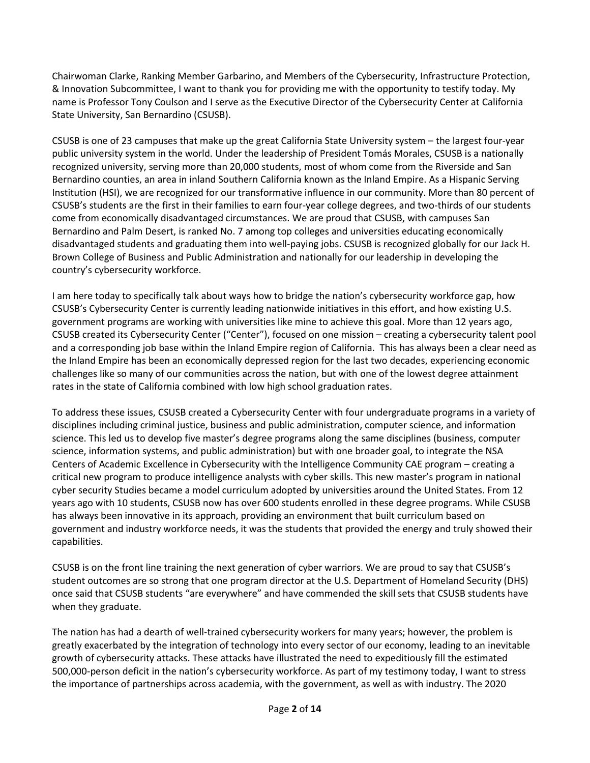Chairwoman Clarke, Ranking Member Garbarino, and Members of the Cybersecurity, Infrastructure Protection, & Innovation Subcommittee, I want to thank you for providing me with the opportunity to testify today. My name is Professor Tony Coulson and I serve as the Executive Director of the Cybersecurity Center at California State University, San Bernardino (CSUSB).

CSUSB is one of 23 campuses that make up the great California State University system – the largest four-year public university system in the world. Under the leadership of President Tomás Morales, CSUSB is a nationally recognized university, serving more than 20,000 students, most of whom come from the Riverside and San Bernardino counties, an area in inland Southern California known as the Inland Empire. As a Hispanic Serving Institution (HSI), we are recognized for our transformative influence in our community. More than 80 percent of CSUSB's students are the first in their families to earn four-year college degrees, and two-thirds of our students come from economically disadvantaged circumstances. We are proud that CSUSB, with campuses San Bernardino and Palm Desert, is ranked No. 7 among top colleges and universities educating economically disadvantaged students and graduating them into well-paying jobs. CSUSB is recognized globally for our Jack H. Brown College of Business and Public Administration and nationally for our leadership in developing the country's cybersecurity workforce.

I am here today to specifically talk about ways how to bridge the nation's cybersecurity workforce gap, how CSUSB's Cybersecurity Center is currently leading nationwide initiatives in this effort, and how existing U.S. government programs are working with universities like mine to achieve this goal. More than 12 years ago, CSUSB created its Cybersecurity Center ("Center"), focused on one mission – creating a cybersecurity talent pool and a corresponding job base within the Inland Empire region of California. This has always been a clear need as the Inland Empire has been an economically depressed region for the last two decades, experiencing economic challenges like so many of our communities across the nation, but with one of the lowest degree attainment rates in the state of California combined with low high school graduation rates.

To address these issues, CSUSB created a Cybersecurity Center with four undergraduate programs in a variety of disciplines including criminal justice, business and public administration, computer science, and information science. This led us to develop five master's degree programs along the same disciplines (business, computer science, information systems, and public administration) but with one broader goal, to integrate the NSA Centers of Academic Excellence in Cybersecurity with the Intelligence Community CAE program – creating a critical new program to produce intelligence analysts with cyber skills. This new master's program in national cyber security Studies became a model curriculum adopted by universities around the United States. From 12 years ago with 10 students, CSUSB now has over 600 students enrolled in these degree programs. While CSUSB has always been innovative in its approach, providing an environment that built curriculum based on government and industry workforce needs, it was the students that provided the energy and truly showed their capabilities.

CSUSB is on the front line training the next generation of cyber warriors. We are proud to say that CSUSB's student outcomes are so strong that one program director at the U.S. Department of Homeland Security (DHS) once said that CSUSB students "are everywhere" and have commended the skill sets that CSUSB students have when they graduate.

The nation has had a dearth of well-trained cybersecurity workers for many years; however, the problem is greatly exacerbated by the integration of technology into every sector of our economy, leading to an inevitable growth of cybersecurity attacks. These attacks have illustrated the need to expeditiously fill the estimated 500,000-person deficit in the nation's cybersecurity workforce. As part of my testimony today, I want to stress the importance of partnerships across academia, with the government, as well as with industry. The 2020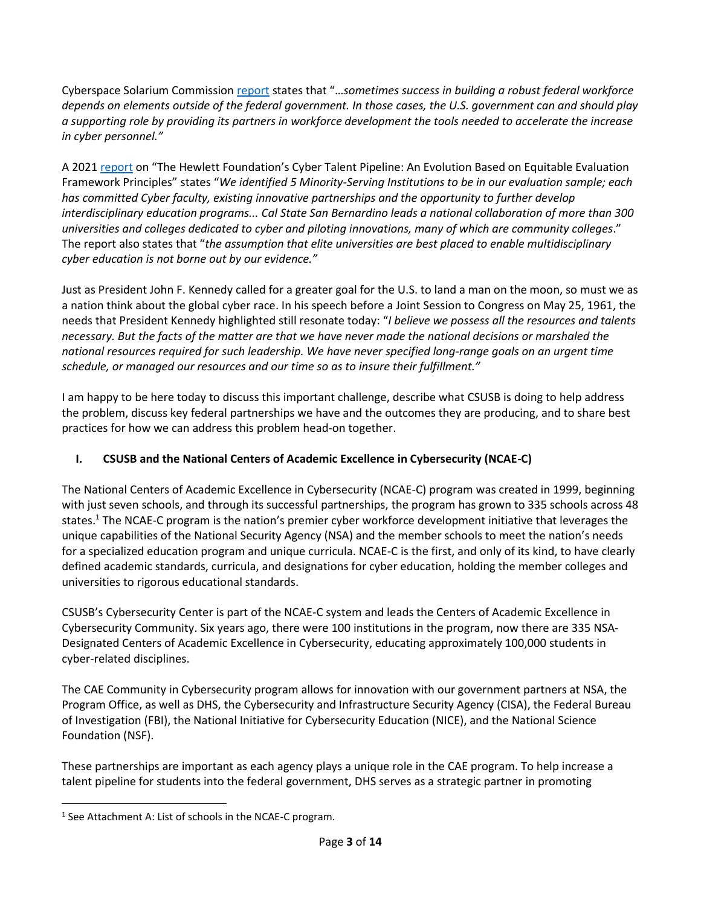Cyberspace Solarium Commission report states that "*…sometimes success in building a robust federal workforce depends on elements outside of the federal government. In those cases, the U.S. government can and should play a supporting role by providing its partners in workforce development the tools needed to accelerate the increase in cyber personnel."*

A 2021 report on "The Hewlett Foundation's Cyber Talent Pipeline: An Evolution Based on Equitable Evaluation Framework Principles" states "*We identified 5 Minority-Serving Institutions to be in our evaluation sample; each has committed Cyber faculty, existing innovative partnerships and the opportunity to further develop interdisciplinary education programs... Cal State San Bernardino leads a national collaboration of more than 300 universities and colleges dedicated to cyber and piloting innovations, many of which are community colleges*." The report also states that "*the assumption that elite universities are best placed to enable multidisciplinary cyber education is not borne out by our evidence."*

Just as President John F. Kennedy called for a greater goal for the U.S. to land a man on the moon, so must we as a nation think about the global cyber race. In his speech before a Joint Session to Congress on May 25, 1961, the needs that President Kennedy highlighted still resonate today: "*I believe we possess all the resources and talents necessary. But the facts of the matter are that we have never made the national decisions or marshaled the national resources required for such leadership. We have never specified long-range goals on an urgent time schedule, or managed our resources and our time so as to insure their fulfillment."*

I am happy to be here today to discuss this important challenge, describe what CSUSB is doing to help address the problem, discuss key federal partnerships we have and the outcomes they are producing, and to share best practices for how we can address this problem head-on together.

## I. CSUSB and the National Centers of Academic Excellence in Cybersecurity (NCAE-C)

The National Centers of Academic Excellence in Cybersecurity (NCAE-C) program was created in 1999, beginning with just seven schools, and through its successful partnerships, the program has grown to 335 schools across 48 states.[1] The NCAE-C program is the nation's premier cyber workforce development initiative that leverages the unique capabilities of the National Security Agency (NSA) and the member schools to meet the nation's needs for a specialized education program and unique curricula. NCAE-C is the first, and only of its kind, to have clearly defined academic standards, curricula, and designations for cyber education, holding the member colleges and universities to rigorous educational standards.

CSUSB's Cybersecurity Center is part of the NCAE-C system and leads the Centers of Academic Excellence in Cybersecurity Community. Six years ago, there were 100 institutions in the program, now there are 335 NSA-Designated Centers of Academic Excellence in Cybersecurity, educating approximately 100,000 students in cyber-related disciplines.

The CAE Community in Cybersecurity program allows for innovation with our government partners at NSA, the Program Office, as well as DHS, the Cybersecurity and Infrastructure Security Agency (CISA), the Federal Bureau of Investigation (FBI), the National Initiative for Cybersecurity Education (NICE), and the National Science Foundation (NSF).

These partnerships are important as each agency plays a unique role in the CAE program. To help increase a talent pipeline for students into the federal government, DHS serves as a strategic partner in promoting

[1] See Attachment A: List of schools in the NCAE-C program.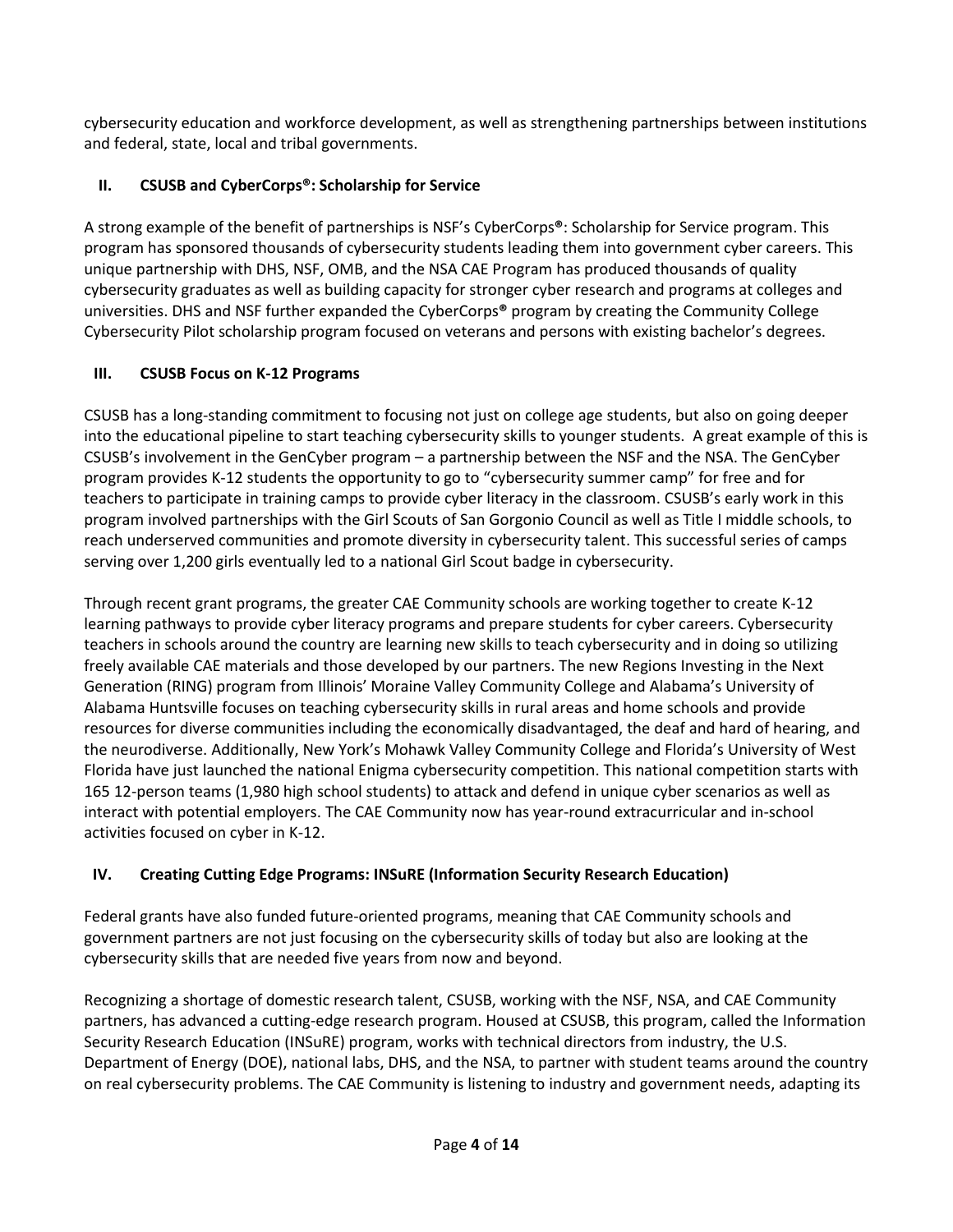cybersecurity education and workforce development, as well as strengthening partnerships between institutions and federal, state, local and tribal governments.

## II. CSUSB and CyberCorps®: Scholarship for Service

A strong example of the benefit of partnerships is NSF's CyberCorps®: Scholarship for Service program. This program has sponsored thousands of cybersecurity students leading them into government cyber careers. This unique partnership with DHS, NSF, OMB, and the NSA CAE Program has produced thousands of quality cybersecurity graduates as well as building capacity for stronger cyber research and programs at colleges and universities. DHS and NSF further expanded the CyberCorps® program by creating the Community College Cybersecurity Pilot scholarship program focused on veterans and persons with existing bachelor's degrees.

## III. CSUSB Focus on K-12 Programs

CSUSB has a long-standing commitment to focusing not just on college age students, but also on going deeper into the educational pipeline to start teaching cybersecurity skills to younger students. A great example of this is CSUSB's involvement in the GenCyber program – a partnership between the NSF and the NSA. The GenCyber program provides K-12 students the opportunity to go to "cybersecurity summer camp" for free and for teachers to participate in training camps to provide cyber literacy in the classroom. CSUSB's early work in this program involved partnerships with the Girl Scouts of San Gorgonio Council as well as Title I middle schools, to reach underserved communities and promote diversity in cybersecurity talent. This successful series of camps serving over 1,200 girls eventually led to a national Girl Scout badge in cybersecurity.

Through recent grant programs, the greater CAE Community schools are working together to create K-12 learning pathways to provide cyber literacy programs and prepare students for cyber careers. Cybersecurity teachers in schools around the country are learning new skills to teach cybersecurity and in doing so utilizing freely available CAE materials and those developed by our partners. The new Regions Investing in the Next Generation (RING) program from Illinois' Moraine Valley Community College and Alabama's University of Alabama Huntsville focuses on teaching cybersecurity skills in rural areas and home schools and provide resources for diverse communities including the economically disadvantaged, the deaf and hard of hearing, and the neurodiverse. Additionally, New York's Mohawk Valley Community College and Florida's University of West Florida have just launched the national Enigma cybersecurity competition. This national competition starts with 165 12-person teams (1,980 high school students) to attack and defend in unique cyber scenarios as well as interact with potential employers. The CAE Community now has year-round extracurricular and in-school activities focused on cyber in K-12.

## IV. Creating Cutting Edge Programs: INSuRE (Information Security Research Education)

Federal grants have also funded future-oriented programs, meaning that CAE Community schools and government partners are not just focusing on the cybersecurity skills of today but also are looking at the cybersecurity skills that are needed five years from now and beyond.

Recognizing a shortage of domestic research talent, CSUSB, working with the NSF, NSA, and CAE Community partners, has advanced a cutting-edge research program. Housed at CSUSB, this program, called the Information Security Research Education (INSuRE) program, works with technical directors from industry, the U.S. Department of Energy (DOE), national labs, DHS, and the NSA, to partner with student teams around the country on real cybersecurity problems. The CAE Community is listening to industry and government needs, adapting its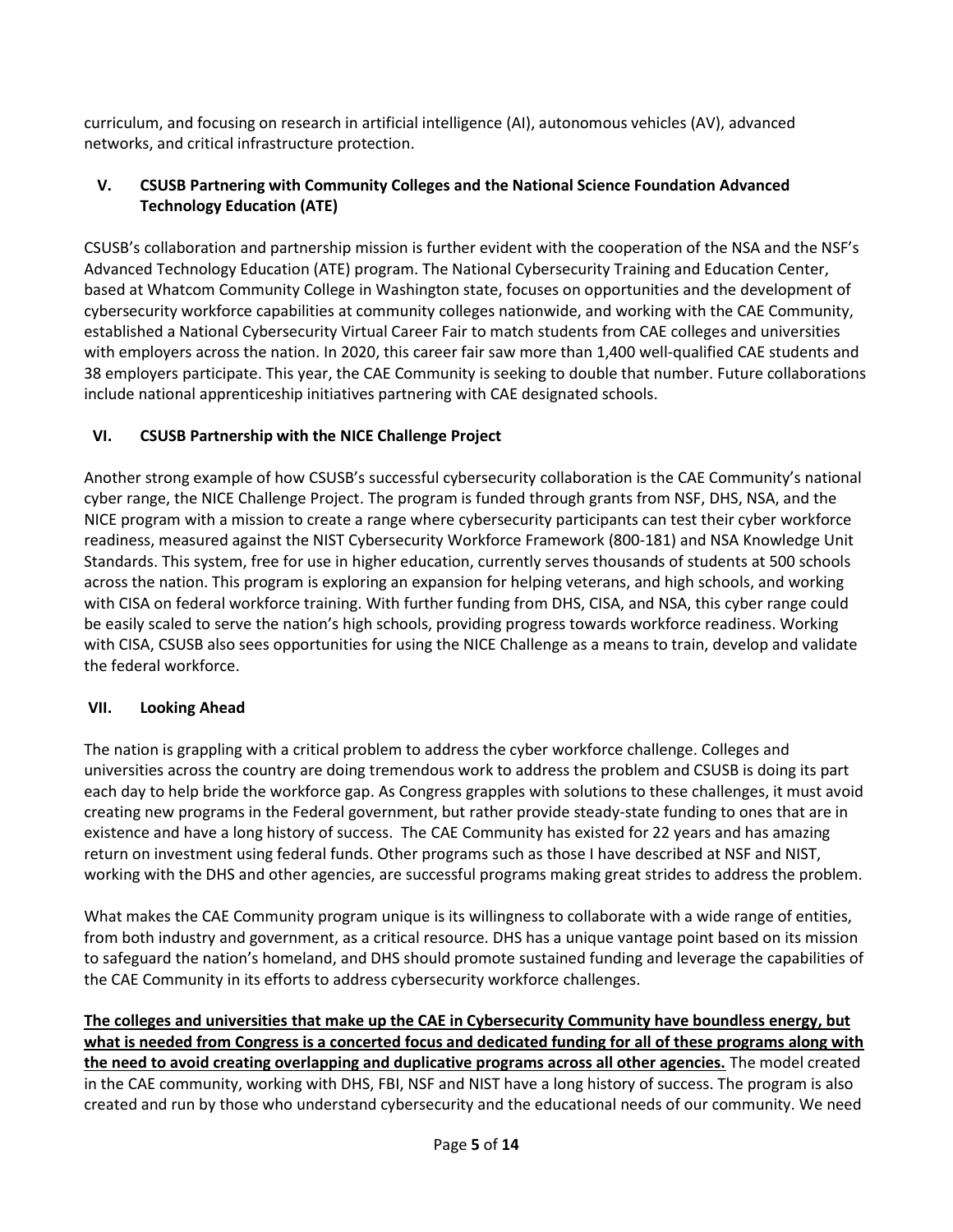curriculum, and focusing on research in artificial intelligence (AI), autonomous vehicles (AV), advanced networks, and critical infrastructure protection.

## V. CSUSB Partnering with Community Colleges and the National Science Foundation Advanced Technology Education (ATE)

CSUSB's collaboration and partnership mission is further evident with the cooperation of the NSA and the NSF's Advanced Technology Education (ATE) program. The National Cybersecurity Training and Education Center, based at Whatcom Community College in Washington state, focuses on opportunities and the development of cybersecurity workforce capabilities at community colleges nationwide, and working with the CAE Community, established a National Cybersecurity Virtual Career Fair to match students from CAE colleges and universities with employers across the nation. In 2020, this career fair saw more than 1,400 well-qualified CAE students and 38 employers participate. This year, the CAE Community is seeking to double that number. Future collaborations include national apprenticeship initiatives partnering with CAE designated schools.

## VI. CSUSB Partnership with the NICE Challenge Project

Another strong example of how CSUSB's successful cybersecurity collaboration is the CAE Community's national cyber range, the NICE Challenge Project. The program is funded through grants from NSF, DHS, NSA, and the NICE program with a mission to create a range where cybersecurity participants can test their cyber workforce readiness, measured against the NIST Cybersecurity Workforce Framework (800-181) and NSA Knowledge Unit Standards. This system, free for use in higher education, currently serves thousands of students at 500 schools across the nation. This program is exploring an expansion for helping veterans, and high schools, and working with CISA on federal workforce training. With further funding from DHS, CISA, and NSA, this cyber range could be easily scaled to serve the nation's high schools, providing progress towards workforce readiness. Working with CISA, CSUSB also sees opportunities for using the NICE Challenge as a means to train, develop and validate the federal workforce.

## VII. Looking Ahead

The nation is grappling with a critical problem to address the cyber workforce challenge. Colleges and universities across the country are doing tremendous work to address the problem and CSUSB is doing its part each day to help bride the workforce gap. As Congress grapples with solutions to these challenges, it must avoid creating new programs in the Federal government, but rather provide steady-state funding to ones that are in existence and have a long history of success. The CAE Community has existed for 22 years and has amazing return on investment using federal funds. Other programs such as those I have described at NSF and NIST, working with the DHS and other agencies, are successful programs making great strides to address the problem.

What makes the CAE Community program unique is its willingness to collaborate with a wide range of entities, from both industry and government, as a critical resource. DHS has a unique vantage point based on its mission to safeguard the nation's homeland, and DHS should promote sustained funding and leverage the capabilities of the CAE Community in its efforts to address cybersecurity workforce challenges.

**The colleges and universities that make up the CAE in Cybersecurity Community have boundless energy, but what is needed from Congress is a concerted focus and dedicated funding for all of these programs along with the need to avoid creating overlapping and duplicative programs across all other agencies.** The model created in the CAE community, working with DHS, FBI, NSF and NIST have a long history of success. The program is also created and run by those who understand cybersecurity and the educational needs of our community. We need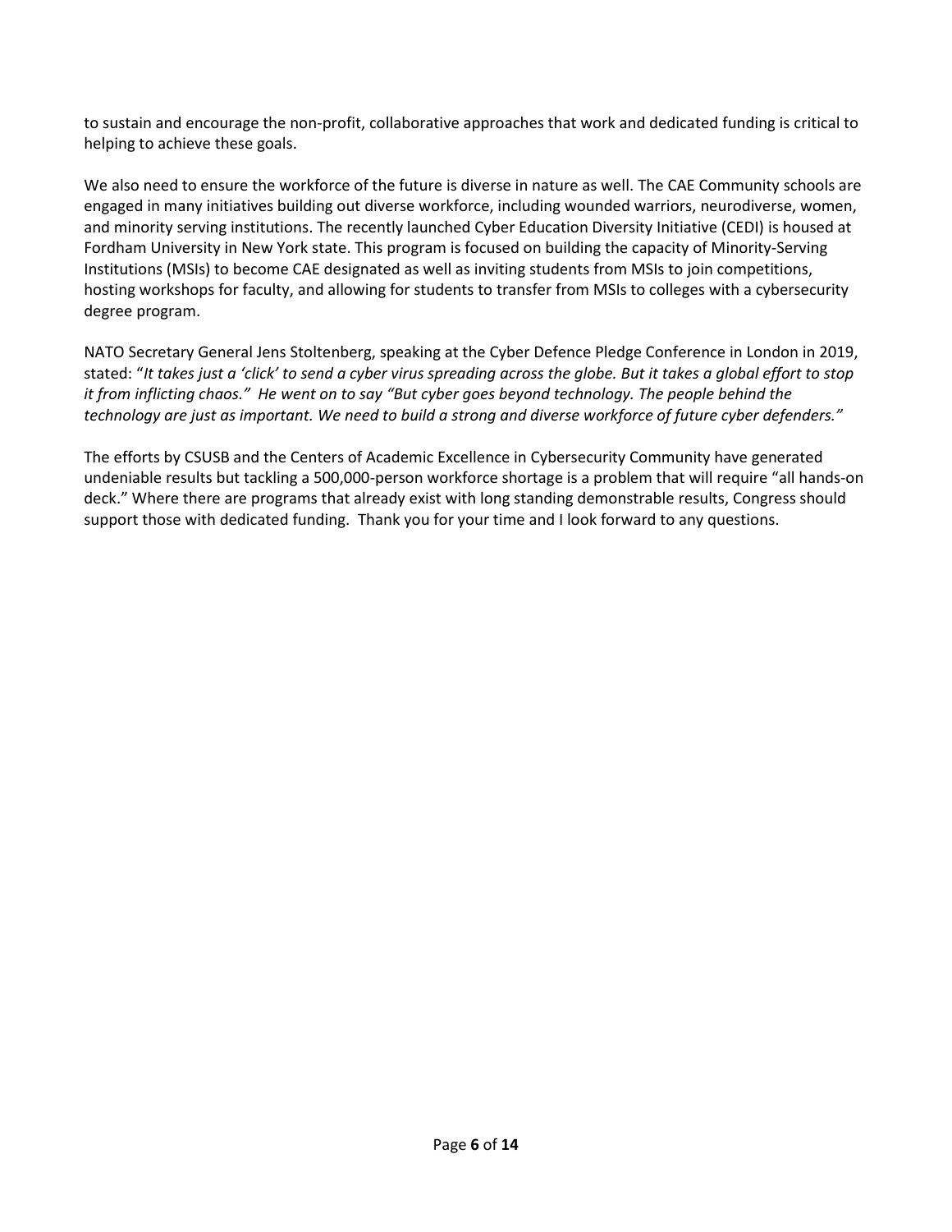to sustain and encourage the non-profit, collaborative approaches that work and dedicated funding is critical to helping to achieve these goals.

We also need to ensure the workforce of the future is diverse in nature as well. The CAE Community schools are engaged in many initiatives building out diverse workforce, including wounded warriors, neurodiverse, women, and minority serving institutions. The recently launched Cyber Education Diversity Initiative (CEDI) is housed at Fordham University in New York state. This program is focused on building the capacity of Minority-Serving Institutions (MSIs) to become CAE designated as well as inviting students from MSIs to join competitions, hosting workshops for faculty, and allowing for students to transfer from MSIs to colleges with a cybersecurity degree program.

NATO Secretary General Jens Stoltenberg, speaking at the Cyber Defence Pledge Conference in London in 2019, stated: "*It takes just a 'click' to send a cyber virus spreading across the globe. But it takes a global effort to stop it from inflicting chaos." He went on to say "But cyber goes beyond technology. The people behind the technology are just as important. We need to build a strong and diverse workforce of future cyber defenders."*

The efforts by CSUSB and the Centers of Academic Excellence in Cybersecurity Community have generated undeniable results but tackling a 500,000-person workforce shortage is a problem that will require "all hands-on deck." Where there are programs that already exist with long standing demonstrable results, Congress should support those with dedicated funding. Thank you for your time and I look forward to any questions.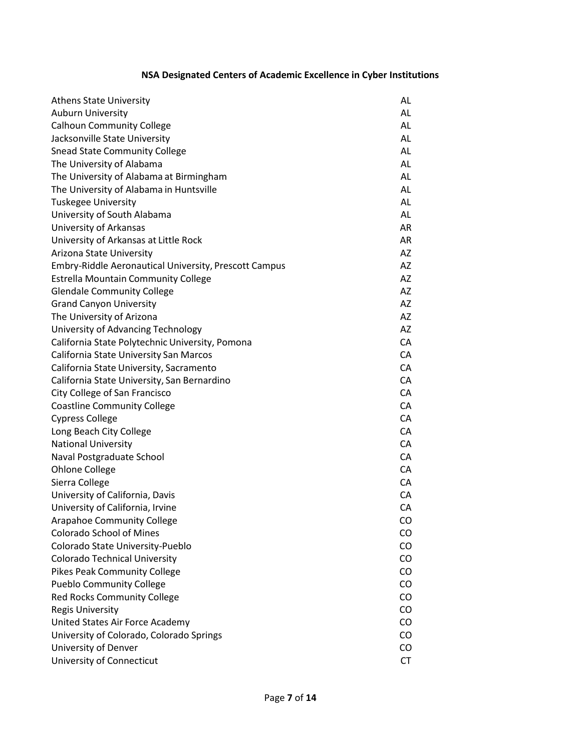## NSA Designated Centers of Academic Excellence in Cyber Institutions

| Institution | State |
|---|---|
| Athens State University | AL |
| Auburn University | AL |
| Calhoun Community College | AL |
| Jacksonville State University | AL |
| Snead State Community College | AL |
| The University of Alabama | AL |
| The University of Alabama at Birmingham | AL |
| The University of Alabama in Huntsville | AL |
| Tuskegee University | AL |
| University of South Alabama | AL |
| University of Arkansas | AR |
| University of Arkansas at Little Rock | AR |
| Arizona State University | AZ |
| Embry-Riddle Aeronautical University, Prescott Campus | AZ |
| Estrella Mountain Community College | AZ |
| Glendale Community College | AZ |
| Grand Canyon University | AZ |
| The University of Arizona | AZ |
| University of Advancing Technology | AZ |
| California State Polytechnic University, Pomona | CA |
| California State University San Marcos | CA |
| California State University, Sacramento | CA |
| California State University, San Bernardino | CA |
| City College of San Francisco | CA |
| Coastline Community College | CA |
| Cypress College | CA |
| Long Beach City College | CA |
| National University | CA |
| Naval Postgraduate School | CA |
| Ohlone College | CA |
| Sierra College | CA |
| University of California, Davis | CA |
| University of California, Irvine | CA |
| Arapahoe Community College | CO |
| Colorado School of Mines | CO |
| Colorado State University-Pueblo | CO |
| Colorado Technical University | CO |
| Pikes Peak Community College | CO |
| Pueblo Community College | CO |
| Red Rocks Community College | CO |
| Regis University | CO |
| United States Air Force Academy | CO |
| University of Colorado, Colorado Springs | CO |
| University of Denver | CO |
| University of Connecticut | CT |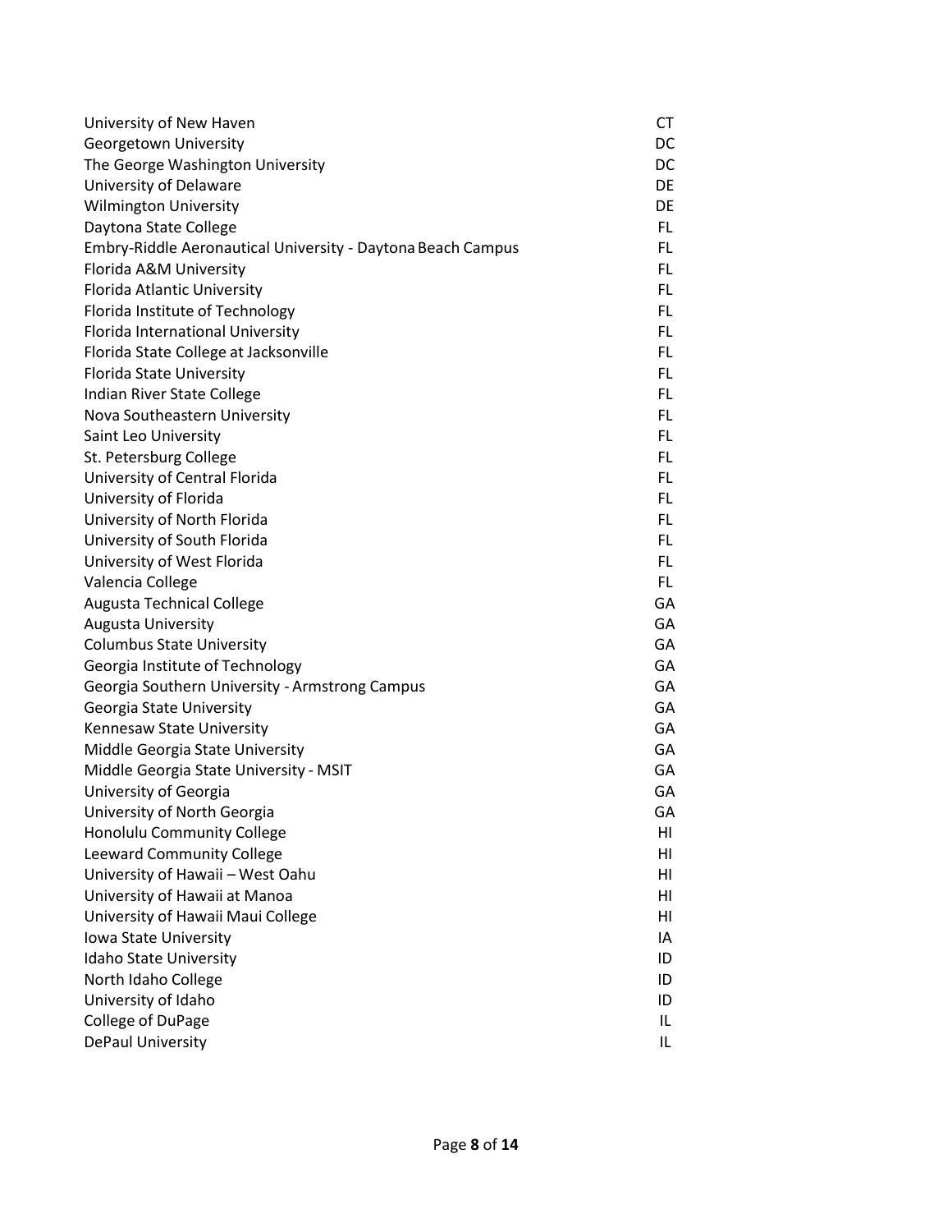| | |
|---|---|
| University of New Haven | CT |
| Georgetown University | DC |
| The George Washington University | DC |
| University of Delaware | DE |
| Wilmington University | DE |
| Daytona State College | FL |
| Embry-Riddle Aeronautical University - Daytona Beach Campus | FL |
| Florida A&M University | FL |
| Florida Atlantic University | FL |
| Florida Institute of Technology | FL |
| Florida International University | FL |
| Florida State College at Jacksonville | FL |
| Florida State University | FL |
| Indian River State College | FL |
| Nova Southeastern University | FL |
| Saint Leo University | FL |
| St. Petersburg College | FL |
| University of Central Florida | FL |
| University of Florida | FL |
| University of North Florida | FL |
| University of South Florida | FL |
| University of West Florida | FL |
| Valencia College | FL |
| Augusta Technical College | GA |
| Augusta University | GA |
| Columbus State University | GA |
| Georgia Institute of Technology | GA |
| Georgia Southern University - Armstrong Campus | GA |
| Georgia State University | GA |
| Kennesaw State University | GA |
| Middle Georgia State University | GA |
| Middle Georgia State University - MSIT | GA |
| University of Georgia | GA |
| University of North Georgia | GA |
| Honolulu Community College | HI |
| Leeward Community College | HI |
| University of Hawaii – West Oahu | HI |
| University of Hawaii at Manoa | HI |
| University of Hawaii Maui College | HI |
| Iowa State University | IA |
| Idaho State University | ID |
| North Idaho College | ID |
| University of Idaho | ID |
| College of DuPage | IL |
| DePaul University | IL |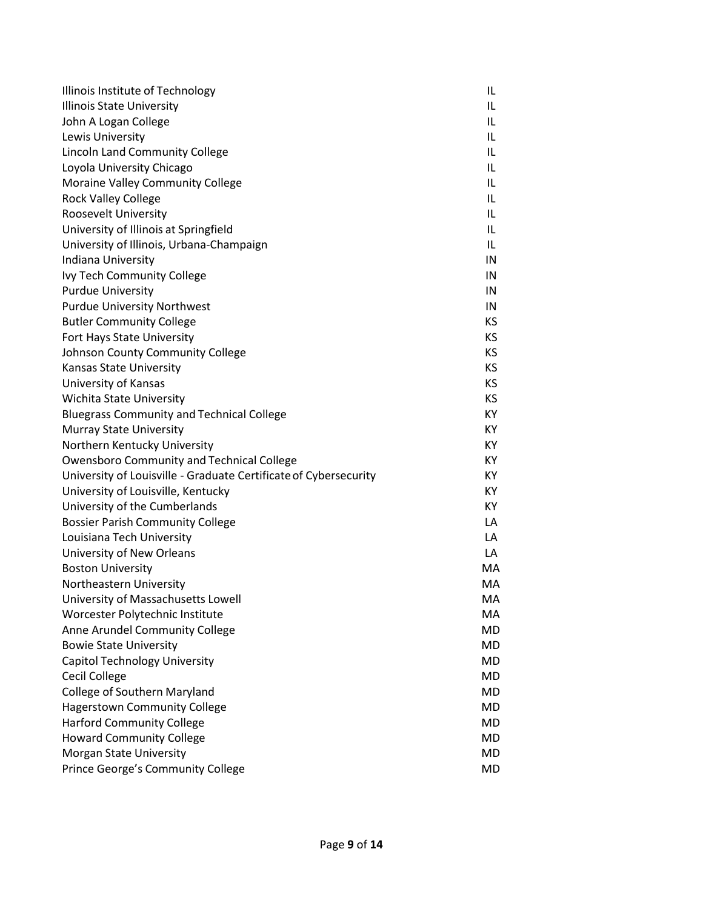| | |
|---|---|
| Illinois Institute of Technology | IL |
| Illinois State University | IL |
| John A Logan College | IL |
| Lewis University | IL |
| Lincoln Land Community College | IL |
| Loyola University Chicago | IL |
| Moraine Valley Community College | IL |
| Rock Valley College | IL |
| Roosevelt University | IL |
| University of Illinois at Springfield | IL |
| University of Illinois, Urbana-Champaign | IL |
| Indiana University | IN |
| Ivy Tech Community College | IN |
| Purdue University | IN |
| Purdue University Northwest | IN |
| Butler Community College | KS |
| Fort Hays State University | KS |
| Johnson County Community College | KS |
| Kansas State University | KS |
| University of Kansas | KS |
| Wichita State University | KS |
| Bluegrass Community and Technical College | KY |
| Murray State University | KY |
| Northern Kentucky University | KY |
| Owensboro Community and Technical College | KY |
| University of Louisville - Graduate Certificate of Cybersecurity | KY |
| University of Louisville, Kentucky | KY |
| University of the Cumberlands | KY |
| Bossier Parish Community College | LA |
| Louisiana Tech University | LA |
| University of New Orleans | LA |
| Boston University | MA |
| Northeastern University | MA |
| University of Massachusetts Lowell | MA |
| Worcester Polytechnic Institute | MA |
| Anne Arundel Community College | MD |
| Bowie State University | MD |
| Capitol Technology University | MD |
| Cecil College | MD |
| College of Southern Maryland | MD |
| Hagerstown Community College | MD |
| Harford Community College | MD |
| Howard Community College | MD |
| Morgan State University | MD |
| Prince George's Community College | MD |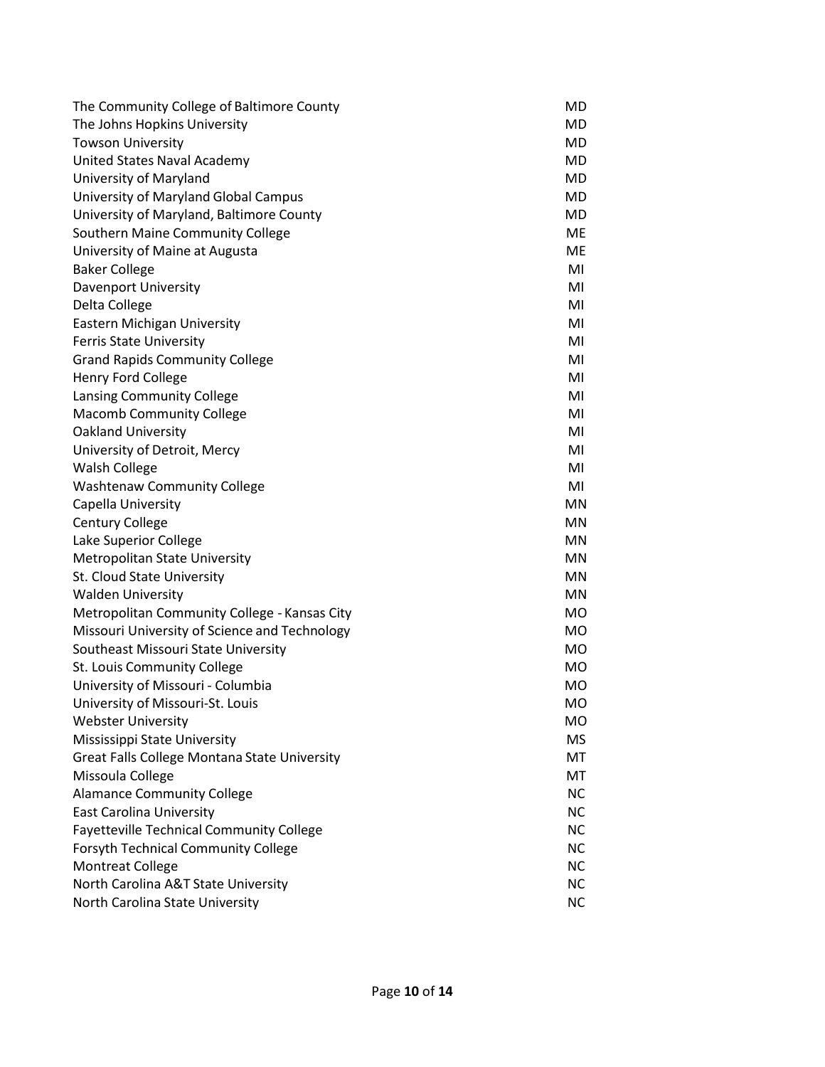| | |
|---|---|
| The Community College of Baltimore County | MD |
| The Johns Hopkins University | MD |
| Towson University | MD |
| United States Naval Academy | MD |
| University of Maryland | MD |
| University of Maryland Global Campus | MD |
| University of Maryland, Baltimore County | MD |
| Southern Maine Community College | ME |
| University of Maine at Augusta | ME |
| Baker College | MI |
| Davenport University | MI |
| Delta College | MI |
| Eastern Michigan University | MI |
| Ferris State University | MI |
| Grand Rapids Community College | MI |
| Henry Ford College | MI |
| Lansing Community College | MI |
| Macomb Community College | MI |
| Oakland University | MI |
| University of Detroit, Mercy | MI |
| Walsh College | MI |
| Washtenaw Community College | MI |
| Capella University | MN |
| Century College | MN |
| Lake Superior College | MN |
| Metropolitan State University | MN |
| St. Cloud State University | MN |
| Walden University | MN |
| Metropolitan Community College - Kansas City | MO |
| Missouri University of Science and Technology | MO |
| Southeast Missouri State University | MO |
| St. Louis Community College | MO |
| University of Missouri - Columbia | MO |
| University of Missouri-St. Louis | MO |
| Webster University | MO |
| Mississippi State University | MS |
| Great Falls College Montana State University | MT |
| Missoula College | MT |
| Alamance Community College | NC |
| East Carolina University | NC |
| Fayetteville Technical Community College | NC |
| Forsyth Technical Community College | NC |
| Montreat College | NC |
| North Carolina A&T State University | NC |
| North Carolina State University | NC |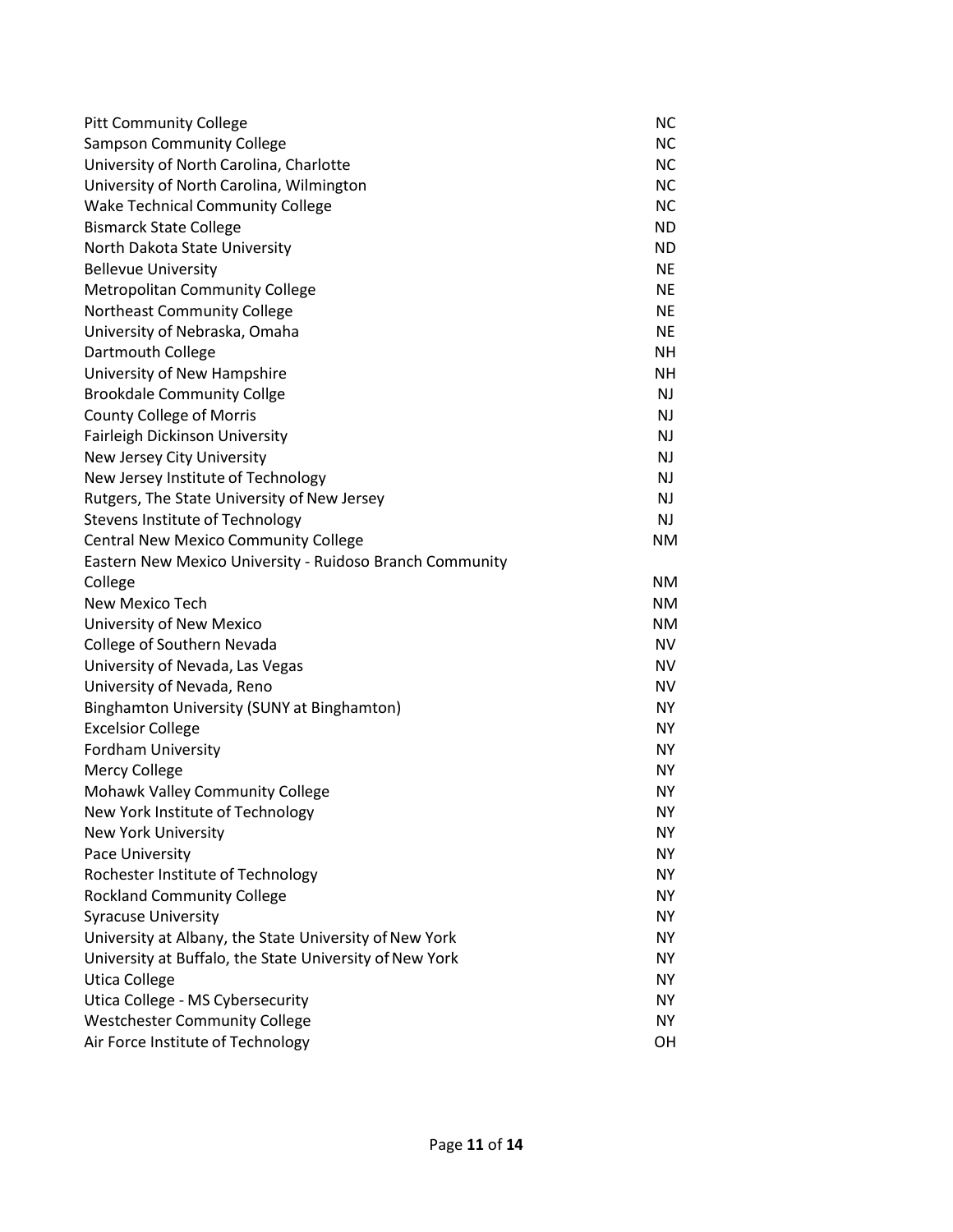| | |
|---|---|
| Pitt Community College | NC |
| Sampson Community College | NC |
| University of North Carolina, Charlotte | NC |
| University of North Carolina, Wilmington | NC |
| Wake Technical Community College | NC |
| Bismarck State College | ND |
| North Dakota State University | ND |
| Bellevue University | NE |
| Metropolitan Community College | NE |
| Northeast Community College | NE |
| University of Nebraska, Omaha | NE |
| Dartmouth College | NH |
| University of New Hampshire | NH |
| Brookdale Community Collge | NJ |
| County College of Morris | NJ |
| Fairleigh Dickinson University | NJ |
| New Jersey City University | NJ |
| New Jersey Institute of Technology | NJ |
| Rutgers, The State University of New Jersey | NJ |
| Stevens Institute of Technology | NJ |
| Central New Mexico Community College | NM |
| Eastern New Mexico University - Ruidoso Branch Community College | NM |
| New Mexico Tech | NM |
| University of New Mexico | NM |
| College of Southern Nevada | NV |
| University of Nevada, Las Vegas | NV |
| University of Nevada, Reno | NV |
| Binghamton University (SUNY at Binghamton) | NY |
| Excelsior College | NY |
| Fordham University | NY |
| Mercy College | NY |
| Mohawk Valley Community College | NY |
| New York Institute of Technology | NY |
| New York University | NY |
| Pace University | NY |
| Rochester Institute of Technology | NY |
| Rockland Community College | NY |
| Syracuse University | NY |
| University at Albany, the State University of New York | NY |
| University at Buffalo, the State University of New York | NY |
| Utica College | NY |
| Utica College - MS Cybersecurity | NY |
| Westchester Community College | NY |
| Air Force Institute of Technology | OH |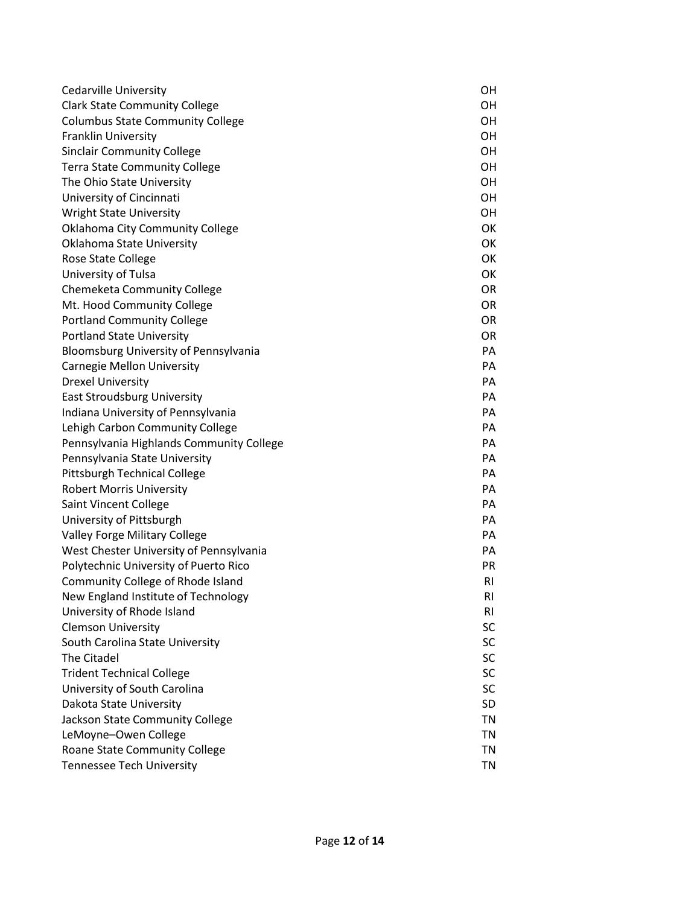| | |
|---|---|
| Cedarville University | OH |
| Clark State Community College | OH |
| Columbus State Community College | OH |
| Franklin University | OH |
| Sinclair Community College | OH |
| Terra State Community College | OH |
| The Ohio State University | OH |
| University of Cincinnati | OH |
| Wright State University | OH |
| Oklahoma City Community College | OK |
| Oklahoma State University | OK |
| Rose State College | OK |
| University of Tulsa | OK |
| Chemeketa Community College | OR |
| Mt. Hood Community College | OR |
| Portland Community College | OR |
| Portland State University | OR |
| Bloomsburg University of Pennsylvania | PA |
| Carnegie Mellon University | PA |
| Drexel University | PA |
| East Stroudsburg University | PA |
| Indiana University of Pennsylvania | PA |
| Lehigh Carbon Community College | PA |
| Pennsylvania Highlands Community College | PA |
| Pennsylvania State University | PA |
| Pittsburgh Technical College | PA |
| Robert Morris University | PA |
| Saint Vincent College | PA |
| University of Pittsburgh | PA |
| Valley Forge Military College | PA |
| West Chester University of Pennsylvania | PA |
| Polytechnic University of Puerto Rico | PR |
| Community College of Rhode Island | RI |
| New England Institute of Technology | RI |
| University of Rhode Island | RI |
| Clemson University | SC |
| South Carolina State University | SC |
| The Citadel | SC |
| Trident Technical College | SC |
| University of South Carolina | SC |
| Dakota State University | SD |
| Jackson State Community College | TN |
| LeMoyne–Owen College | TN |
| Roane State Community College | TN |
| Tennessee Tech University | TN |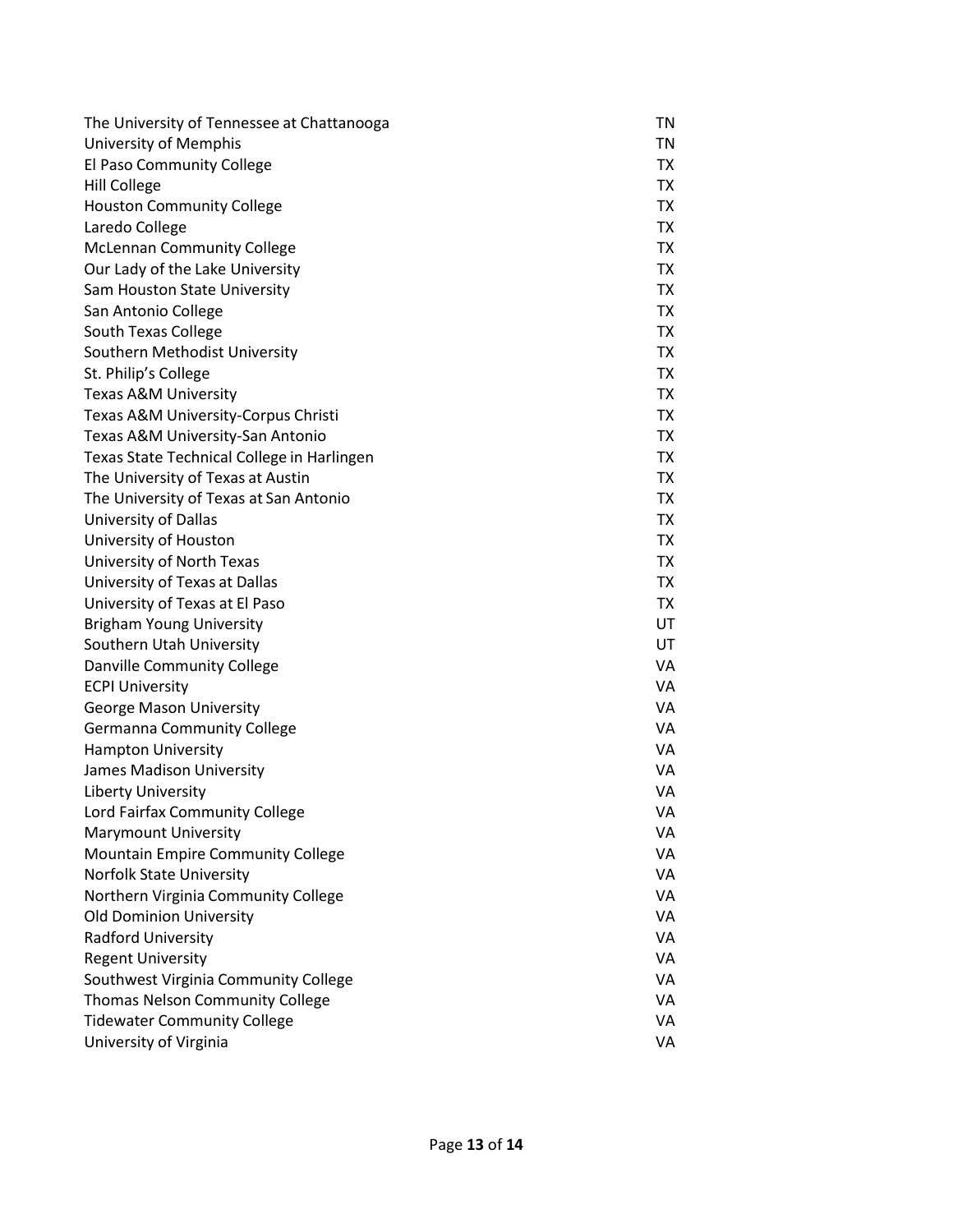| | |
|---|---|
| The University of Tennessee at Chattanooga | TN |
| University of Memphis | TN |
| El Paso Community College | TX |
| Hill College | TX |
| Houston Community College | TX |
| Laredo College | TX |
| McLennan Community College | TX |
| Our Lady of the Lake University | TX |
| Sam Houston State University | TX |
| San Antonio College | TX |
| South Texas College | TX |
| Southern Methodist University | TX |
| St. Philip's College | TX |
| Texas A&M University | TX |
| Texas A&M University-Corpus Christi | TX |
| Texas A&M University-San Antonio | TX |
| Texas State Technical College in Harlingen | TX |
| The University of Texas at Austin | TX |
| The University of Texas at San Antonio | TX |
| University of Dallas | TX |
| University of Houston | TX |
| University of North Texas | TX |
| University of Texas at Dallas | TX |
| University of Texas at El Paso | TX |
| Brigham Young University | UT |
| Southern Utah University | UT |
| Danville Community College | VA |
| ECPI University | VA |
| George Mason University | VA |
| Germanna Community College | VA |
| Hampton University | VA |
| James Madison University | VA |
| Liberty University | VA |
| Lord Fairfax Community College | VA |
| Marymount University | VA |
| Mountain Empire Community College | VA |
| Norfolk State University | VA |
| Northern Virginia Community College | VA |
| Old Dominion University | VA |
| Radford University | VA |
| Regent University | VA |
| Southwest Virginia Community College | VA |
| Thomas Nelson Community College | VA |
| Tidewater Community College | VA |
| University of Virginia | VA |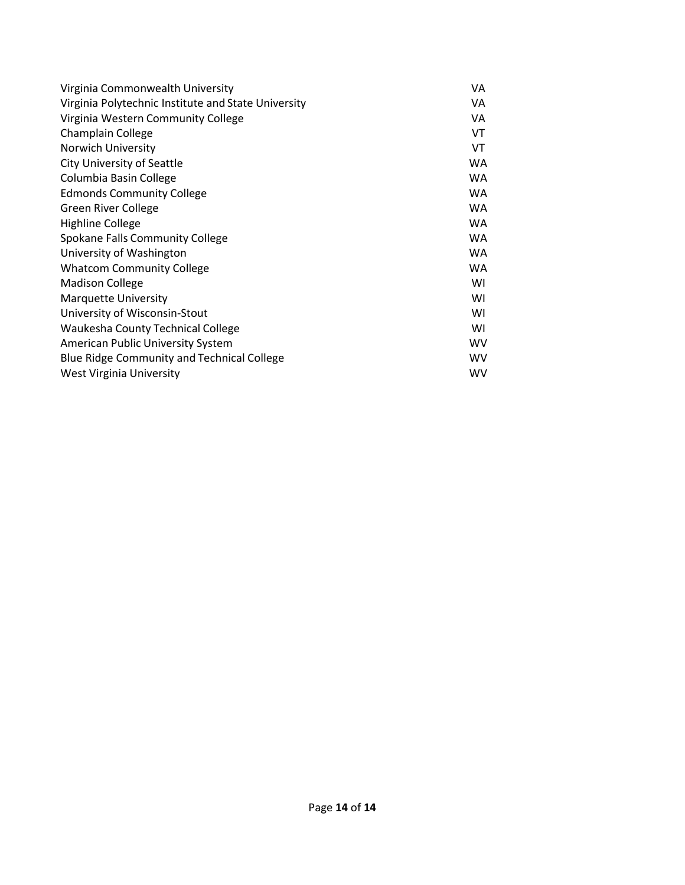| | |
|---|---|
| Virginia Commonwealth University | VA |
| Virginia Polytechnic Institute and State University | VA |
| Virginia Western Community College | VA |
| Champlain College | VT |
| Norwich University | VT |
| City University of Seattle | WA |
| Columbia Basin College | WA |
| Edmonds Community College | WA |
| Green River College | WA |
| Highline College | WA |
| Spokane Falls Community College | WA |
| University of Washington | WA |
| Whatcom Community College | WA |
| Madison College | WI |
| Marquette University | WI |
| University of Wisconsin-Stout | WI |
| Waukesha County Technical College | WI |
| American Public University System | WV |
| Blue Ridge Community and Technical College | WV |
| West Virginia University | WV |